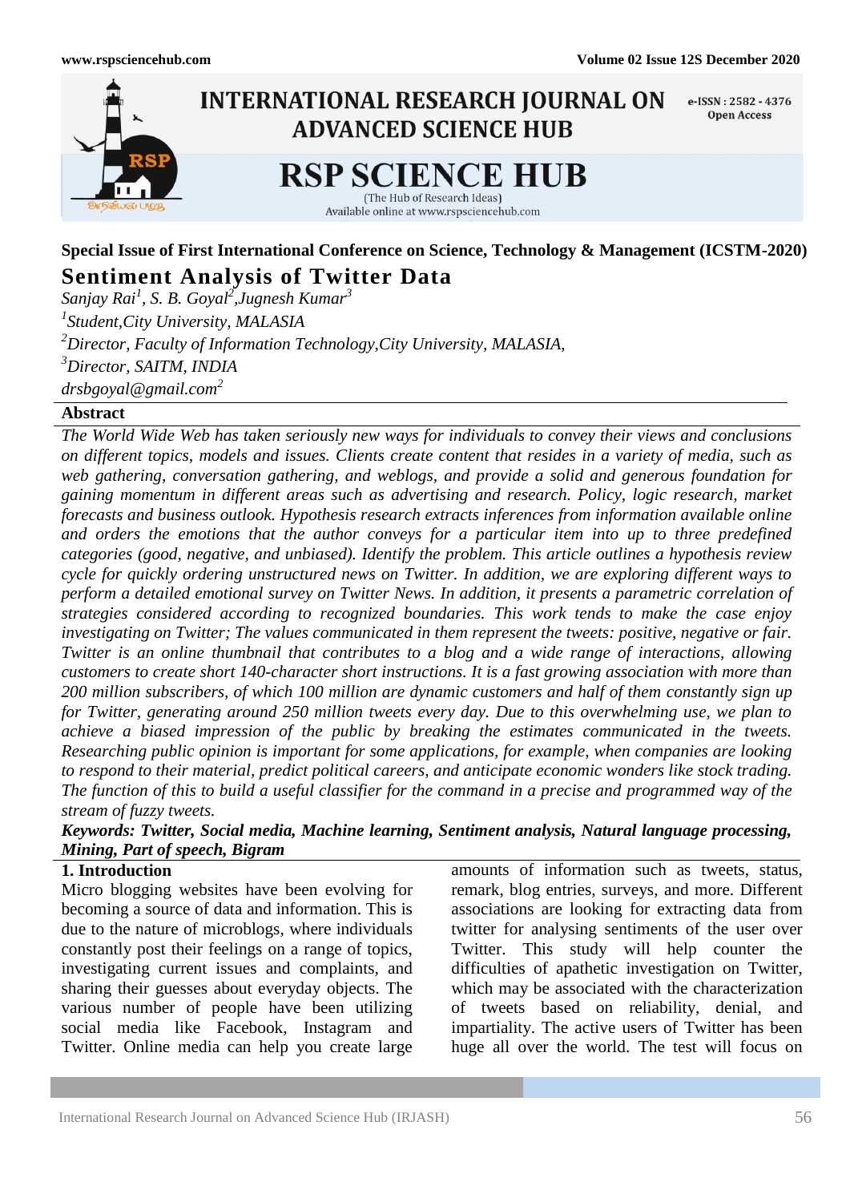**Special Issue of First International Conference on Science, Technology & Management (ICSTM-2020)**

# Sentiment Analysis of Twitter Data

*Sanjay Rai[1], S. B. Goyal[2],Jugnesh Kumar[3]*

*[1]Student,City University, MALASIA*

*[2]Director, Faculty of Information Technology,City University, MALASIA,*

*[3]Director, SAITM, INDIA*

*drsbgoyal@gmail.com[2]*

## Abstract

*The World Wide Web has taken seriously new ways for individuals to convey their views and conclusions on different topics, models and issues. Clients create content that resides in a variety of media, such as web gathering, conversation gathering, and weblogs, and provide a solid and generous foundation for gaining momentum in different areas such as advertising and research. Policy, logic research, market forecasts and business outlook. Hypothesis research extracts inferences from information available online and orders the emotions that the author conveys for a particular item into up to three predefined categories (good, negative, and unbiased). Identify the problem. This article outlines a hypothesis review cycle for quickly ordering unstructured news on Twitter. In addition, we are exploring different ways to perform a detailed emotional survey on Twitter News. In addition, it presents a parametric correlation of strategies considered according to recognized boundaries. This work tends to make the case enjoy investigating on Twitter; The values communicated in them represent the tweets: positive, negative or fair. Twitter is an online thumbnail that contributes to a blog and a wide range of interactions, allowing customers to create short 140-character short instructions. It is a fast growing association with more than 200 million subscribers, of which 100 million are dynamic customers and half of them constantly sign up for Twitter, generating around 250 million tweets every day. Due to this overwhelming use, we plan to achieve a biased impression of the public by breaking the estimates communicated in the tweets. Researching public opinion is important for some applications, for example, when companies are looking to respond to their material, predict political careers, and anticipate economic wonders like stock trading. The function of this to build a useful classifier for the command in a precise and programmed way of the stream of fuzzy tweets.*

***Keywords: Twitter, Social media, Machine learning, Sentiment analysis, Natural language processing, Mining, Part of speech, Bigram***

## 1. Introduction

Micro blogging websites have been evolving for becoming a source of data and information. This is due to the nature of microblogs, where individuals constantly post their feelings on a range of topics, investigating current issues and complaints, and sharing their guesses about everyday objects. The various number of people have been utilizing social media like Facebook, Instagram and Twitter. Online media can help you create large amounts of information such as tweets, status, remark, blog entries, surveys, and more. Different associations are looking for extracting data from twitter for analysing sentiments of the user over Twitter. This study will help counter the difficulties of apathetic investigation on Twitter, which may be associated with the characterization of tweets based on reliability, denial, and impartiality. The active users of Twitter has been huge all over the world. The test will focus on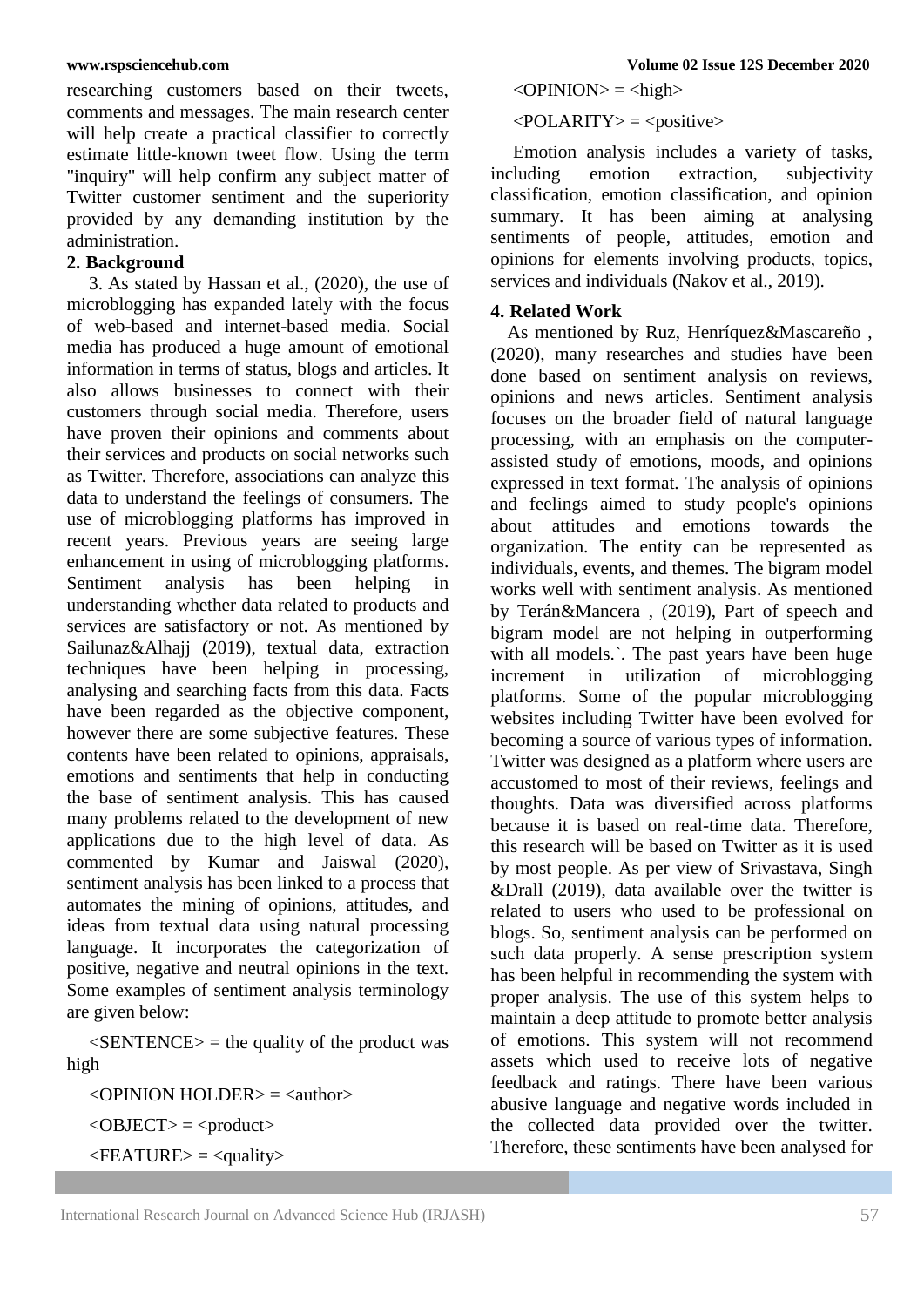researching customers based on their tweets, comments and messages. The main research center will help create a practical classifier to correctly estimate little-known tweet flow. Using the term "inquiry" will help confirm any subject matter of Twitter customer sentiment and the superiority provided by any demanding institution by the administration.

## 2. Background

3. As stated by Hassan et al., (2020), the use of microblogging has expanded lately with the focus of web-based and internet-based media. Social media has produced a huge amount of emotional information in terms of status, blogs and articles. It also allows businesses to connect with their customers through social media. Therefore, users have proven their opinions and comments about their services and products on social networks such as Twitter. Therefore, associations can analyze this data to understand the feelings of consumers. The use of microblogging platforms has improved in recent years. Previous years are seeing large enhancement in using of microblogging platforms. Sentiment analysis has been helping in understanding whether data related to products and services are satisfactory or not. As mentioned by Sailunaz&Alhajj (2019), textual data, extraction techniques have been helping in processing, analysing and searching facts from this data. Facts have been regarded as the objective component, however there are some subjective features. These contents have been related to opinions, appraisals, emotions and sentiments that help in conducting the base of sentiment analysis. This has caused many problems related to the development of new applications due to the high level of data. As commented by Kumar and Jaiswal (2020), sentiment analysis has been linked to a process that automates the mining of opinions, attitudes, and ideas from textual data using natural processing language. It incorporates the categorization of positive, negative and neutral opinions in the text. Some examples of sentiment analysis terminology are given below:

<SENTENCE> = the quality of the product was high

<OPINION HOLDER> = <author>

<OBJECT> = <product>

<FEATURE> = <quality>

<OPINION> = <high>

<POLARITY> = <positive>

Emotion analysis includes a variety of tasks, including emotion extraction, subjectivity classification, emotion classification, and opinion summary. It has been aiming at analysing sentiments of people, attitudes, emotion and opinions for elements involving products, topics, services and individuals (Nakov et al., 2019).

## 4. Related Work

As mentioned by Ruz, Henríquez&Mascareño , (2020), many researches and studies have been done based on sentiment analysis on reviews, opinions and news articles. Sentiment analysis focuses on the broader field of natural language processing, with an emphasis on the computer-assisted study of emotions, moods, and opinions expressed in text format. The analysis of opinions and feelings aimed to study people's opinions about attitudes and emotions towards the organization. The entity can be represented as individuals, events, and themes. The bigram model works well with sentiment analysis. As mentioned by Terán&Mancera , (2019), Part of speech and bigram model are not helping in outperforming with all models.`. The past years have been huge increment in utilization of microblogging platforms. Some of the popular microblogging websites including Twitter have been evolved for becoming a source of various types of information. Twitter was designed as a platform where users are accustomed to most of their reviews, feelings and thoughts. Data was diversified across platforms because it is based on real-time data. Therefore, this research will be based on Twitter as it is used by most people. As per view of Srivastava, Singh &Drall (2019), data available over the twitter is related to users who used to be professional on blogs. So, sentiment analysis can be performed on such data properly. A sense prescription system has been helpful in recommending the system with proper analysis. The use of this system helps to maintain a deep attitude to promote better analysis of emotions. This system will not recommend assets which used to receive lots of negative feedback and ratings. There have been various abusive language and negative words included in the collected data provided over the twitter. Therefore, these sentiments have been analysed for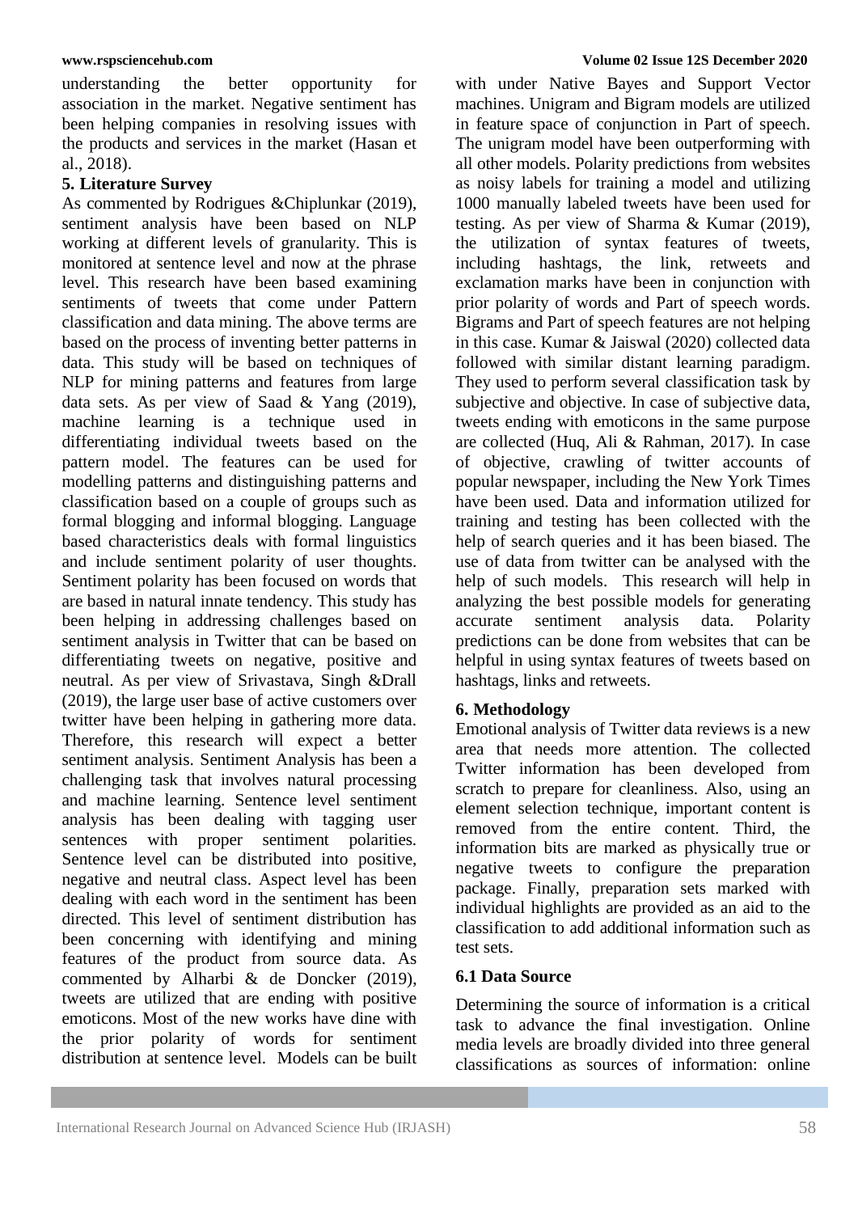understanding the better opportunity for association in the market. Negative sentiment has been helping companies in resolving issues with the products and services in the market (Hasan et al., 2018).

## 5. Literature Survey

As commented by Rodrigues &Chiplunkar (2019), sentiment analysis have been based on NLP working at different levels of granularity. This is monitored at sentence level and now at the phrase level. This research have been based examining sentiments of tweets that come under Pattern classification and data mining. The above terms are based on the process of inventing better patterns in data. This study will be based on techniques of NLP for mining patterns and features from large data sets. As per view of Saad & Yang (2019), machine learning is a technique used in differentiating individual tweets based on the pattern model. The features can be used for modelling patterns and distinguishing patterns and classification based on a couple of groups such as formal blogging and informal blogging. Language based characteristics deals with formal linguistics and include sentiment polarity of user thoughts. Sentiment polarity has been focused on words that are based in natural innate tendency. This study has been helping in addressing challenges based on sentiment analysis in Twitter that can be based on differentiating tweets on negative, positive and neutral. As per view of Srivastava, Singh &Drall (2019), the large user base of active customers over twitter have been helping in gathering more data. Therefore, this research will expect a better sentiment analysis. Sentiment Analysis has been a challenging task that involves natural processing and machine learning. Sentence level sentiment analysis has been dealing with tagging user sentences with proper sentiment polarities. Sentence level can be distributed into positive, negative and neutral class. Aspect level has been dealing with each word in the sentiment has been directed. This level of sentiment distribution has been concerning with identifying and mining features of the product from source data. As commented by Alharbi & de Doncker (2019), tweets are utilized that are ending with positive emoticons. Most of the new works have dine with the prior polarity of words for sentiment distribution at sentence level. Models can be built with under Native Bayes and Support Vector machines. Unigram and Bigram models are utilized in feature space of conjunction in Part of speech. The unigram model have been outperforming with all other models. Polarity predictions from websites as noisy labels for training a model and utilizing 1000 manually labeled tweets have been used for testing. As per view of Sharma & Kumar (2019), the utilization of syntax features of tweets, including hashtags, the link, retweets and exclamation marks have been in conjunction with prior polarity of words and Part of speech words. Bigrams and Part of speech features are not helping in this case. Kumar & Jaiswal (2020) collected data followed with similar distant learning paradigm. They used to perform several classification task by subjective and objective. In case of subjective data, tweets ending with emoticons in the same purpose are collected (Huq, Ali & Rahman, 2017). In case of objective, crawling of twitter accounts of popular newspaper, including the New York Times have been used. Data and information utilized for training and testing has been collected with the help of search queries and it has been biased. The use of data from twitter can be analysed with the help of such models. This research will help in analyzing the best possible models for generating accurate sentiment analysis data. Polarity predictions can be done from websites that can be helpful in using syntax features of tweets based on hashtags, links and retweets.

## 6. Methodology

Emotional analysis of Twitter data reviews is a new area that needs more attention. The collected Twitter information has been developed from scratch to prepare for cleanliness. Also, using an element selection technique, important content is removed from the entire content. Third, the information bits are marked as physically true or negative tweets to configure the preparation package. Finally, preparation sets marked with individual highlights are provided as an aid to the classification to add additional information such as test sets.

### 6.1 Data Source

Determining the source of information is a critical task to advance the final investigation. Online media levels are broadly divided into three general classifications as sources of information: online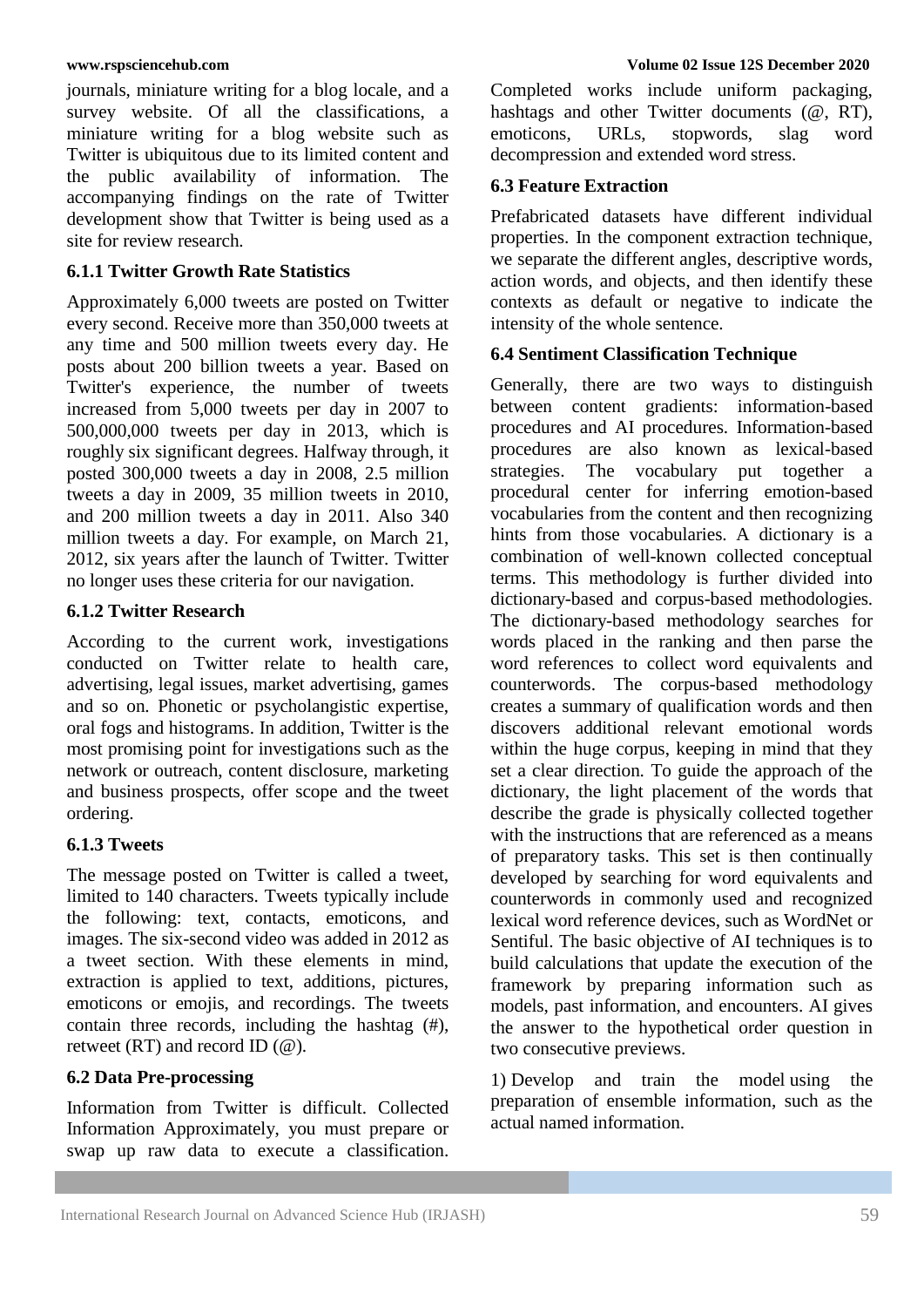journals, miniature writing for a blog locale, and a survey website. Of all the classifications, a miniature writing for a blog website such as Twitter is ubiquitous due to its limited content and the public availability of information. The accompanying findings on the rate of Twitter development show that Twitter is being used as a site for review research.

### 6.1.1 Twitter Growth Rate Statistics

Approximately 6,000 tweets are posted on Twitter every second. Receive more than 350,000 tweets at any time and 500 million tweets every day. He posts about 200 billion tweets a year. Based on Twitter's experience, the number of tweets increased from 5,000 tweets per day in 2007 to 500,000,000 tweets per day in 2013, which is roughly six significant degrees. Halfway through, it posted 300,000 tweets a day in 2008, 2.5 million tweets a day in 2009, 35 million tweets in 2010, and 200 million tweets a day in 2011. Also 340 million tweets a day. For example, on March 21, 2012, six years after the launch of Twitter. Twitter no longer uses these criteria for our navigation.

### 6.1.2 Twitter Research

According to the current work, investigations conducted on Twitter relate to health care, advertising, legal issues, market advertising, games and so on. Phonetic or psycholangistic expertise, oral fogs and histograms. In addition, Twitter is the most promising point for investigations such as the network or outreach, content disclosure, marketing and business prospects, offer scope and the tweet ordering.

### 6.1.3 Tweets

The message posted on Twitter is called a tweet, limited to 140 characters. Tweets typically include the following: text, contacts, emoticons, and images. The six-second video was added in 2012 as a tweet section. With these elements in mind, extraction is applied to text, additions, pictures, emoticons or emojis, and recordings. The tweets contain three records, including the hashtag (#), retweet (RT) and record ID (@).

### 6.2 Data Pre-processing

Information from Twitter is difficult. Collected Information Approximately, you must prepare or swap up raw data to execute a classification. Completed works include uniform packaging, hashtags and other Twitter documents (@, RT), emoticons, URLs, stopwords, slag word decompression and extended word stress.

### 6.3 Feature Extraction

Prefabricated datasets have different individual properties. In the component extraction technique, we separate the different angles, descriptive words, action words, and objects, and then identify these contexts as default or negative to indicate the intensity of the whole sentence.

### 6.4 Sentiment Classification Technique

Generally, there are two ways to distinguish between content gradients: information-based procedures and AI procedures. Information-based procedures are also known as lexical-based strategies. The vocabulary put together a procedural center for inferring emotion-based vocabularies from the content and then recognizing hints from those vocabularies. A dictionary is a combination of well-known collected conceptual terms. This methodology is further divided into dictionary-based and corpus-based methodologies. The dictionary-based methodology searches for words placed in the ranking and then parse the word references to collect word equivalents and counterwords. The corpus-based methodology creates a summary of qualification words and then discovers additional relevant emotional words within the huge corpus, keeping in mind that they set a clear direction. To guide the approach of the dictionary, the light placement of the words that describe the grade is physically collected together with the instructions that are referenced as a means of preparatory tasks. This set is then continually developed by searching for word equivalents and counterwords in commonly used and recognized lexical word reference devices, such as WordNet or Sentiful. The basic objective of AI techniques is to build calculations that update the execution of the framework by preparing information such as models, past information, and encounters. AI gives the answer to the hypothetical order question in two consecutive previews.

1) Develop and train the model using the preparation of ensemble information, such as the actual named information.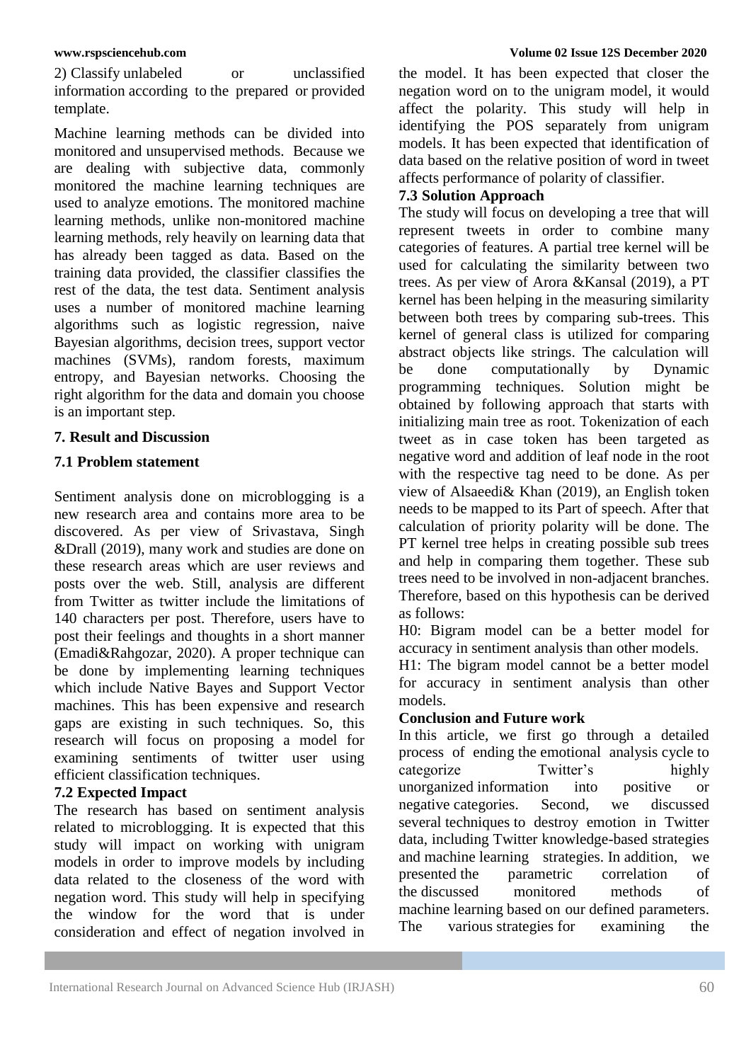2) Classify unlabeled or unclassified information according to the prepared or provided template.

Machine learning methods can be divided into monitored and unsupervised methods. Because we are dealing with subjective data, commonly monitored the machine learning techniques are used to analyze emotions. The monitored machine learning methods, unlike non-monitored machine learning methods, rely heavily on learning data that has already been tagged as data. Based on the training data provided, the classifier classifies the rest of the data, the test data. Sentiment analysis uses a number of monitored machine learning algorithms such as logistic regression, naive Bayesian algorithms, decision trees, support vector machines (SVMs), random forests, maximum entropy, and Bayesian networks. Choosing the right algorithm for the data and domain you choose is an important step.

## 7. Result and Discussion

### 7.1 Problem statement

Sentiment analysis done on microblogging is a new research area and contains more area to be discovered. As per view of Srivastava, Singh &Drall (2019), many work and studies are done on these research areas which are user reviews and posts over the web. Still, analysis are different from Twitter as twitter include the limitations of 140 characters per post. Therefore, users have to post their feelings and thoughts in a short manner (Emadi&Rahgozar, 2020). A proper technique can be done by implementing learning techniques which include Native Bayes and Support Vector machines. This has been expensive and research gaps are existing in such techniques. So, this research will focus on proposing a model for examining sentiments of twitter user using efficient classification techniques.

### 7.2 Expected Impact

The research has based on sentiment analysis related to microblogging. It is expected that this study will impact on working with unigram models in order to improve models by including data related to the closeness of the word with negation word. This study will help in specifying the window for the word that is under consideration and effect of negation involved in the model. It has been expected that closer the negation word on to the unigram model, it would affect the polarity. This study will help in identifying the POS separately from unigram models. It has been expected that identification of data based on the relative position of word in tweet affects performance of polarity of classifier.

### 7.3 Solution Approach

The study will focus on developing a tree that will represent tweets in order to combine many categories of features. A partial tree kernel will be used for calculating the similarity between two trees. As per view of Arora &Kansal (2019), a PT kernel has been helping in the measuring similarity between both trees by comparing sub-trees. This kernel of general class is utilized for comparing abstract objects like strings. The calculation will be done computationally by Dynamic programming techniques. Solution might be obtained by following approach that starts with initializing main tree as root. Tokenization of each tweet as in case token has been targeted as negative word and addition of leaf node in the root with the respective tag need to be done. As per view of Alsaeedi& Khan (2019), an English token needs to be mapped to its Part of speech. After that calculation of priority polarity will be done. The PT kernel tree helps in creating possible sub trees and help in comparing them together. These sub trees need to be involved in non-adjacent branches. Therefore, based on this hypothesis can be derived as follows:

H0: Bigram model can be a better model for accuracy in sentiment analysis than other models.

H1: The bigram model cannot be a better model for accuracy in sentiment analysis than other models.

## Conclusion and Future work

In this article, we first go through a detailed process of ending the emotional analysis cycle to categorize Twitter's highly unorganized information into positive or negative categories. Second, we discussed several techniques to destroy emotion in Twitter data, including Twitter knowledge-based strategies and machine learning strategies. In addition, we presented the parametric correlation of the discussed monitored methods of machine learning based on our defined parameters. The various strategies for examining the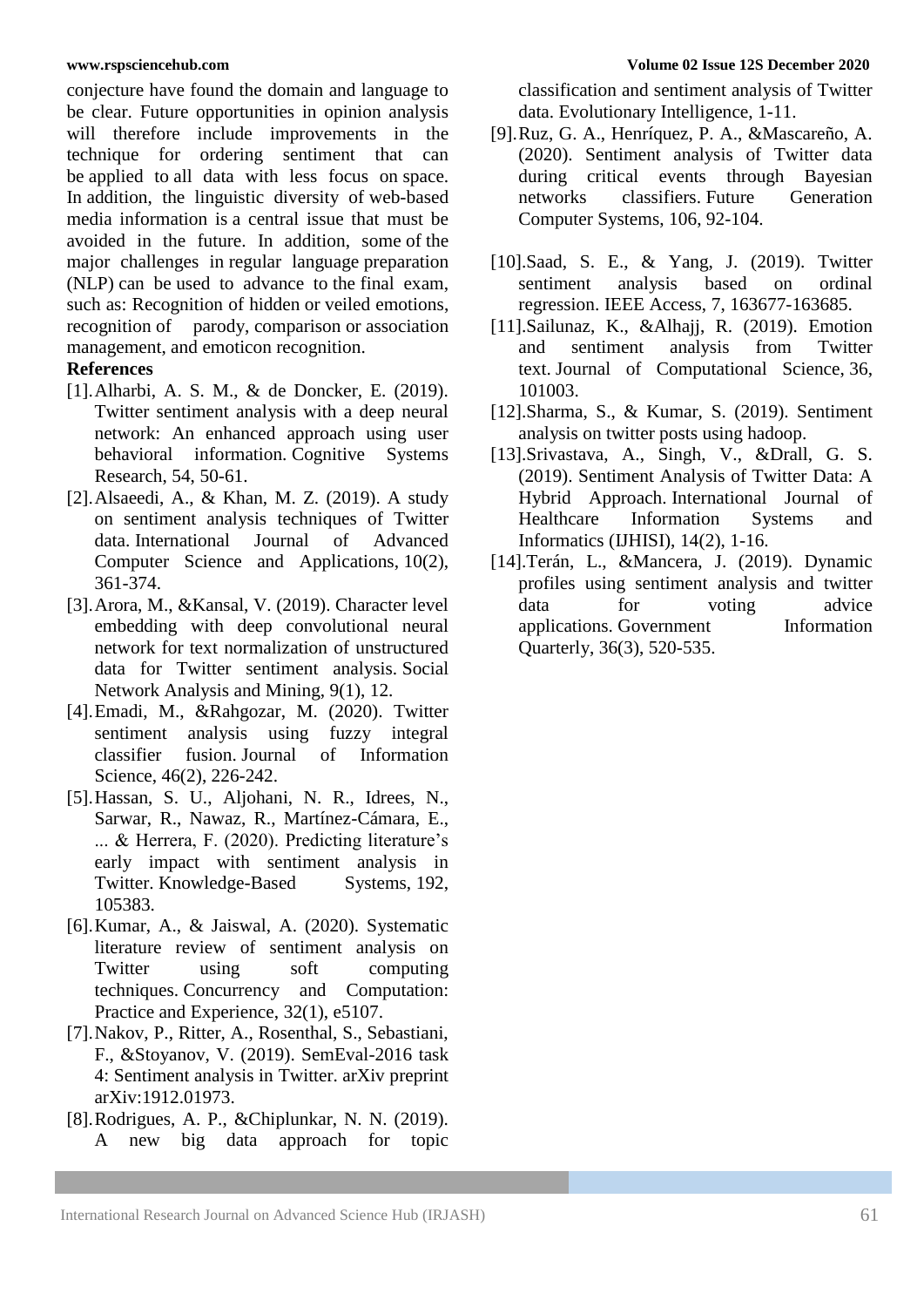conjecture have found the domain and language to be clear. Future opportunities in opinion analysis will therefore include improvements in the technique for ordering sentiment that can be applied to all data with less focus on space. In addition, the linguistic diversity of web-based media information is a central issue that must be avoided in the future. In addition, some of the major challenges in regular language preparation (NLP) can be used to advance to the final exam, such as: Recognition of hidden or veiled emotions, recognition of parody, comparison or association management, and emoticon recognition.

**References**

[1]. Alharbi, A. S. M., & de Doncker, E. (2019). Twitter sentiment analysis with a deep neural network: An enhanced approach using user behavioral information. Cognitive Systems Research, 54, 50-61.

[2]. Alsaeedi, A., & Khan, M. Z. (2019). A study on sentiment analysis techniques of Twitter data. International Journal of Advanced Computer Science and Applications, 10(2), 361-374.

[3]. Arora, M., &Kansal, V. (2019). Character level embedding with deep convolutional neural network for text normalization of unstructured data for Twitter sentiment analysis. Social Network Analysis and Mining, 9(1), 12.

[4]. Emadi, M., &Rahgozar, M. (2020). Twitter sentiment analysis using fuzzy integral classifier fusion. Journal of Information Science, 46(2), 226-242.

[5]. Hassan, S. U., Aljohani, N. R., Idrees, N., Sarwar, R., Nawaz, R., Martínez-Cámara, E., ... & Herrera, F. (2020). Predicting literature's early impact with sentiment analysis in Twitter. Knowledge-Based Systems, 192, 105383.

[6]. Kumar, A., & Jaiswal, A. (2020). Systematic literature review of sentiment analysis on Twitter using soft computing techniques. Concurrency and Computation: Practice and Experience, 32(1), e5107.

[7]. Nakov, P., Ritter, A., Rosenthal, S., Sebastiani, F., &Stoyanov, V. (2019). SemEval-2016 task 4: Sentiment analysis in Twitter. arXiv preprint arXiv:1912.01973.

[8]. Rodrigues, A. P., &Chiplunkar, N. N. (2019). A new big data approach for topic classification and sentiment analysis of Twitter data. Evolutionary Intelligence, 1-11.

[9]. Ruz, G. A., Henríquez, P. A., &Mascareño, A. (2020). Sentiment analysis of Twitter data during critical events through Bayesian networks classifiers. Future Generation Computer Systems, 106, 92-104.

[10]. Saad, S. E., & Yang, J. (2019). Twitter sentiment analysis based on ordinal regression. IEEE Access, 7, 163677-163685.

[11]. Sailunaz, K., &Alhajj, R. (2019). Emotion and sentiment analysis from Twitter text. Journal of Computational Science, 36, 101003.

[12]. Sharma, S., & Kumar, S. (2019). Sentiment analysis on twitter posts using hadoop.

[13]. Srivastava, A., Singh, V., &Drall, G. S. (2019). Sentiment Analysis of Twitter Data: A Hybrid Approach. International Journal of Healthcare Information Systems and Informatics (IJHISI), 14(2), 1-16.

[14]. Terán, L., &Mancera, J. (2019). Dynamic profiles using sentiment analysis and twitter data for voting advice applications. Government Information Quarterly, 36(3), 520-535.